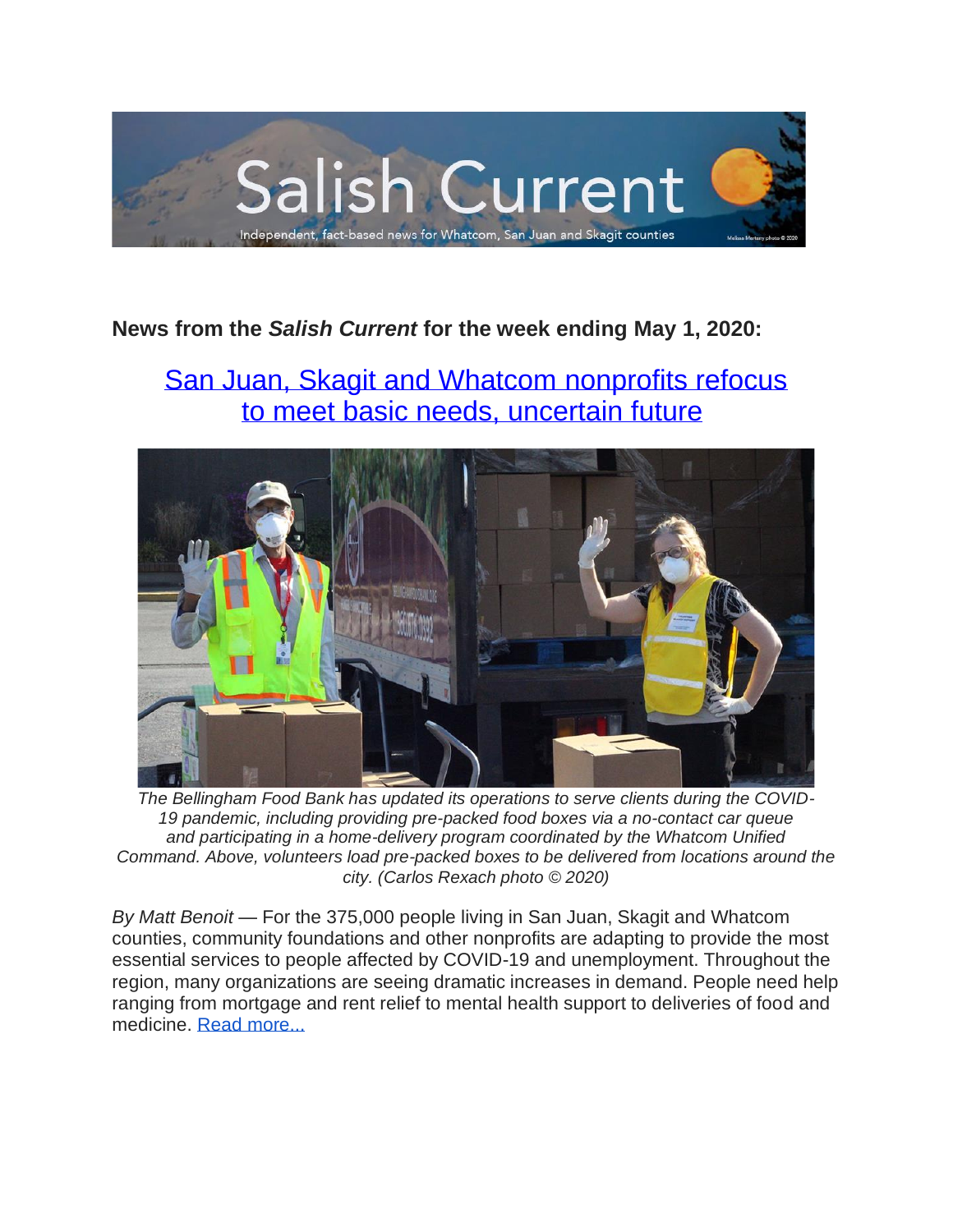Salish Current

Independent, fact-based news for Whatcom, San Juan and Skagit counties

**News from the *Salish Current* for the week ending May 1, 2020:**

## San Juan, Skagit and Whatcom nonprofits refocus to meet basic needs, uncertain future

*The Bellingham Food Bank has updated its operations to serve clients during the COVID-19 pandemic, including providing pre-packed food boxes via a no-contact car queue and participating in a home-delivery program coordinated by the Whatcom Unified Command. Above, volunteers load pre-packed boxes to be delivered from locations around the city. (Carlos Rexach photo © 2020)*

*By Matt Benoit* — For the 375,000 people living in San Juan, Skagit and Whatcom counties, community foundations and other nonprofits are adapting to provide the most essential services to people affected by COVID-19 and unemployment. Throughout the region, many organizations are seeing dramatic increases in demand. People need help ranging from mortgage and rent relief to mental health support to deliveries of food and medicine. Read more...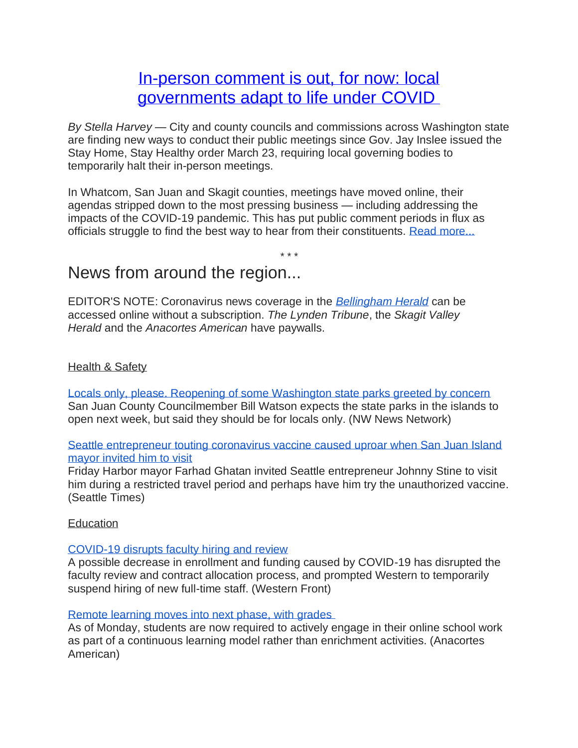# [In-person comment is out, for now: local governments adapt to life under COVID]

*By Stella Harvey* — City and county councils and commissions across Washington state are finding new ways to conduct their public meetings since Gov. Jay Inslee issued the Stay Home, Stay Healthy order March 23, requiring local governing bodies to temporarily halt their in-person meetings.

In Whatcom, San Juan and Skagit counties, meetings have moved online, their agendas stripped down to the most pressing business — including addressing the impacts of the COVID-19 pandemic. This has put public comment periods in flux as officials struggle to find the best way to hear from their constituents. Read more...

\* \* \*

## News from around the region...

EDITOR'S NOTE: Coronavirus news coverage in the *Bellingham Herald* can be accessed online without a subscription. *The Lynden Tribune*, the *Skagit Valley Herald* and the *Anacortes American* have paywalls.

### Health & Safety

**Locals only, please. Reopening of some Washington state parks greeted by concern**
San Juan County Councilmember Bill Watson expects the state parks in the islands to open next week, but said they should be for locals only. (NW News Network)

**Seattle entrepreneur touting coronavirus vaccine caused uproar when San Juan Island mayor invited him to visit**
Friday Harbor mayor Farhad Ghatan invited Seattle entrepreneur Johnny Stine to visit him during a restricted travel period and perhaps have him try the unauthorized vaccine. (Seattle Times)

### Education

**COVID-19 disrupts faculty hiring and review**
A possible decrease in enrollment and funding caused by COVID-19 has disrupted the faculty review and contract allocation process, and prompted Western to temporarily suspend hiring of new full-time staff. (Western Front)

**Remote learning moves into next phase, with grades**
As of Monday, students are now required to actively engage in their online school work as part of a continuous learning model rather than enrichment activities. (Anacortes American)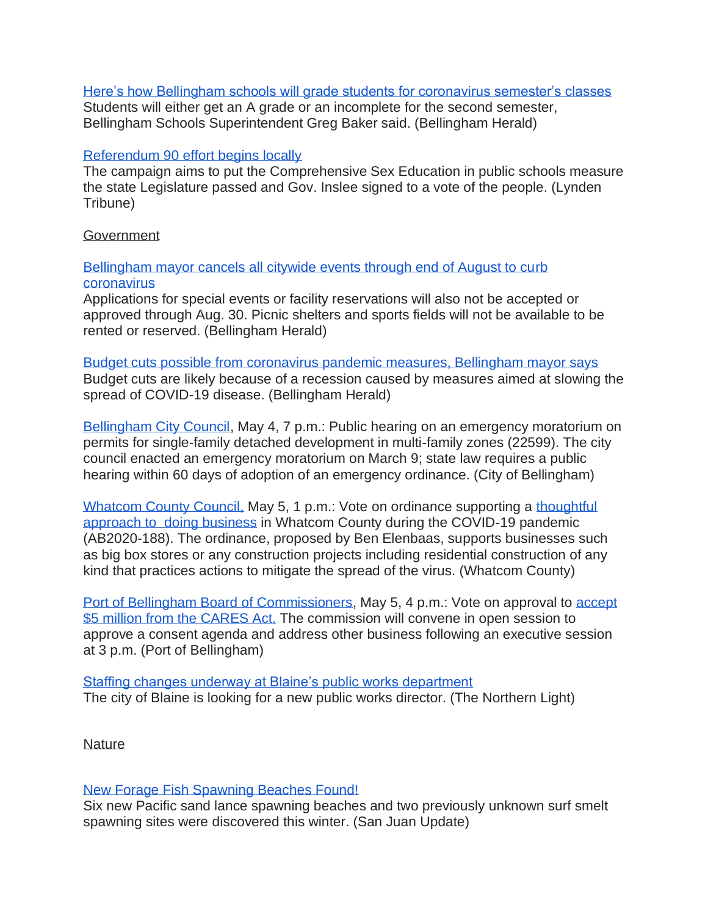Here's how Bellingham schools will grade students for coronavirus semester's classes
Students will either get an A grade or an incomplete for the second semester, Bellingham Schools Superintendent Greg Baker said. (Bellingham Herald)

Referendum 90 effort begins locally
The campaign aims to put the Comprehensive Sex Education in public schools measure the state Legislature passed and Gov. Inslee signed to a vote of the people. (Lynden Tribune)

## Government

Bellingham mayor cancels all citywide events through end of August to curb coronavirus
Applications for special events or facility reservations will also not be accepted or approved through Aug. 30. Picnic shelters and sports fields will not be available to be rented or reserved. (Bellingham Herald)

Budget cuts possible from coronavirus pandemic measures, Bellingham mayor says
Budget cuts are likely because of a recession caused by measures aimed at slowing the spread of COVID-19 disease. (Bellingham Herald)

Bellingham City Council, May 4, 7 p.m.: Public hearing on an emergency moratorium on permits for single-family detached development in multi-family zones (22599). The city council enacted an emergency moratorium on March 9; state law requires a public hearing within 60 days of adoption of an emergency ordinance. (City of Bellingham)

Whatcom County Council, May 5, 1 p.m.: Vote on ordinance supporting a thoughtful approach to doing business in Whatcom County during the COVID-19 pandemic (AB2020-188). The ordinance, proposed by Ben Elenbaas, supports businesses such as big box stores or any construction projects including residential construction of any kind that practices actions to mitigate the spread of the virus. (Whatcom County)

Port of Bellingham Board of Commissioners, May 5, 4 p.m.: Vote on approval to accept $5 million from the CARES Act. The commission will convene in open session to approve a consent agenda and address other business following an executive session at 3 p.m. (Port of Bellingham)

Staffing changes underway at Blaine's public works department
The city of Blaine is looking for a new public works director. (The Northern Light)

## Nature

New Forage Fish Spawning Beaches Found!
Six new Pacific sand lance spawning beaches and two previously unknown surf smelt spawning sites were discovered this winter. (San Juan Update)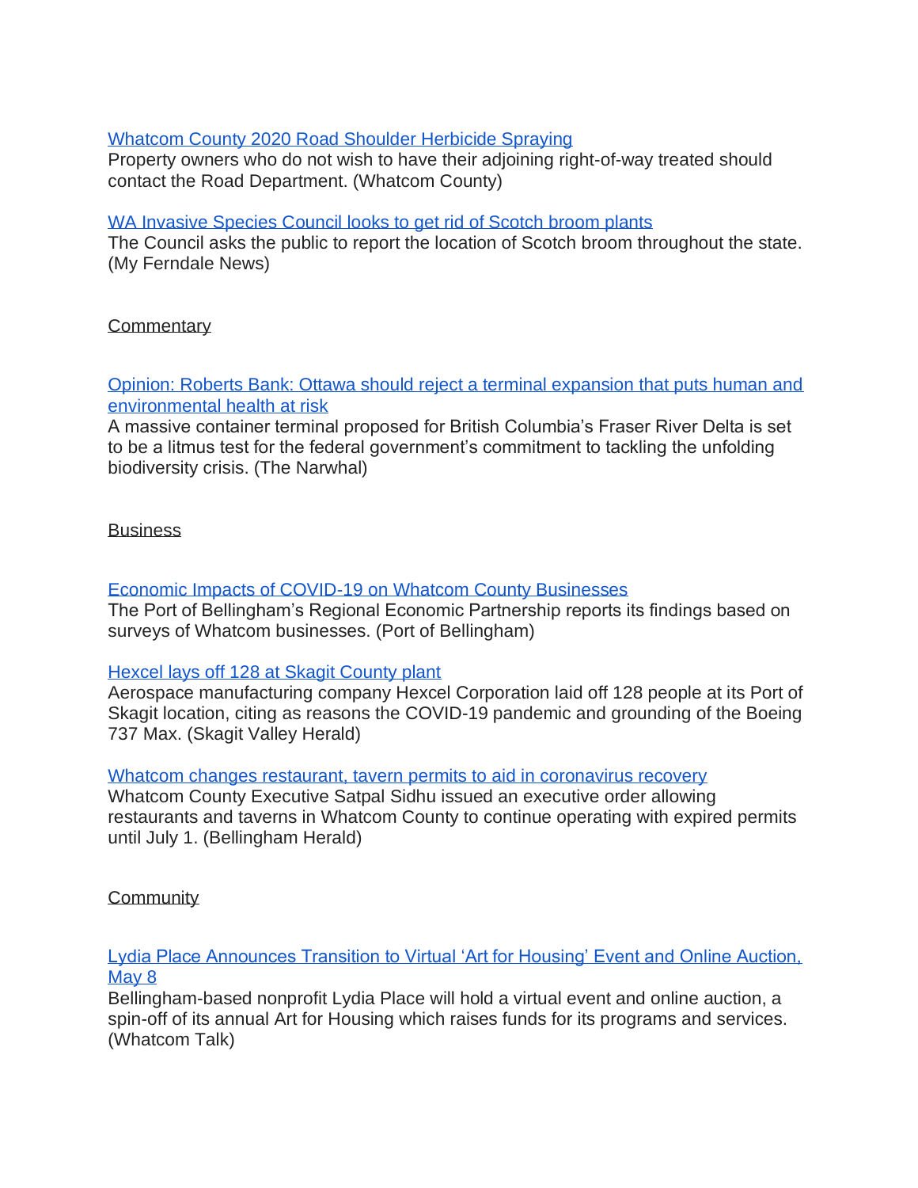[Whatcom County 2020 Road Shoulder Herbicide Spraying]()
Property owners who do not wish to have their adjoining right-of-way treated should contact the Road Department. (Whatcom County)

[WA Invasive Species Council looks to get rid of Scotch broom plants]()
The Council asks the public to report the location of Scotch broom throughout the state. (My Ferndale News)

## Commentary

[Opinion: Roberts Bank: Ottawa should reject a terminal expansion that puts human and environmental health at risk]()
A massive container terminal proposed for British Columbia's Fraser River Delta is set to be a litmus test for the federal government's commitment to tackling the unfolding biodiversity crisis. (The Narwhal)

## Business

[Economic Impacts of COVID-19 on Whatcom County Businesses]()
The Port of Bellingham's Regional Economic Partnership reports its findings based on surveys of Whatcom businesses. (Port of Bellingham)

[Hexcel lays off 128 at Skagit County plant]()
Aerospace manufacturing company Hexcel Corporation laid off 128 people at its Port of Skagit location, citing as reasons the COVID-19 pandemic and grounding of the Boeing 737 Max. (Skagit Valley Herald)

[Whatcom changes restaurant, tavern permits to aid in coronavirus recovery]()
Whatcom County Executive Satpal Sidhu issued an executive order allowing restaurants and taverns in Whatcom County to continue operating with expired permits until July 1. (Bellingham Herald)

## Community

[Lydia Place Announces Transition to Virtual 'Art for Housing' Event and Online Auction, May 8]()
Bellingham-based nonprofit Lydia Place will hold a virtual event and online auction, a spin-off of its annual Art for Housing which raises funds for its programs and services. (Whatcom Talk)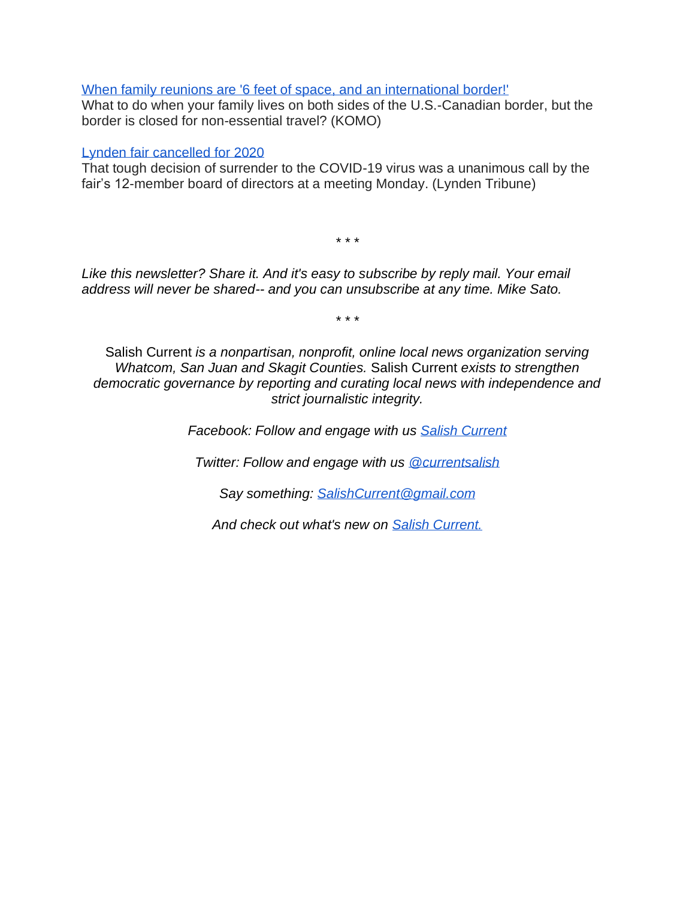[When family reunions are '6 feet of space, and an international border!']
What to do when your family lives on both sides of the U.S.-Canadian border, but the border is closed for non-essential travel? (KOMO)

[Lynden fair cancelled for 2020]
That tough decision of surrender to the COVID-19 virus was a unanimous call by the fair's 12-member board of directors at a meeting Monday. (Lynden Tribune)

* * *

*Like this newsletter? Share it. And it's easy to subscribe by reply mail. Your email address will never be shared-- and you can unsubscribe at any time. Mike Sato.*

* * *

Salish Current *is a nonpartisan, nonprofit, online local news organization serving Whatcom, San Juan and Skagit Counties.* Salish Current *exists to strengthen democratic governance by reporting and curating local news with independence and strict journalistic integrity.*

*Facebook: Follow and engage with us [Salish Current]*

*Twitter: Follow and engage with us [@currentsalish]*

*Say something: [SalishCurrent@gmail.com]*

*And check out what's new on [Salish Current.]*